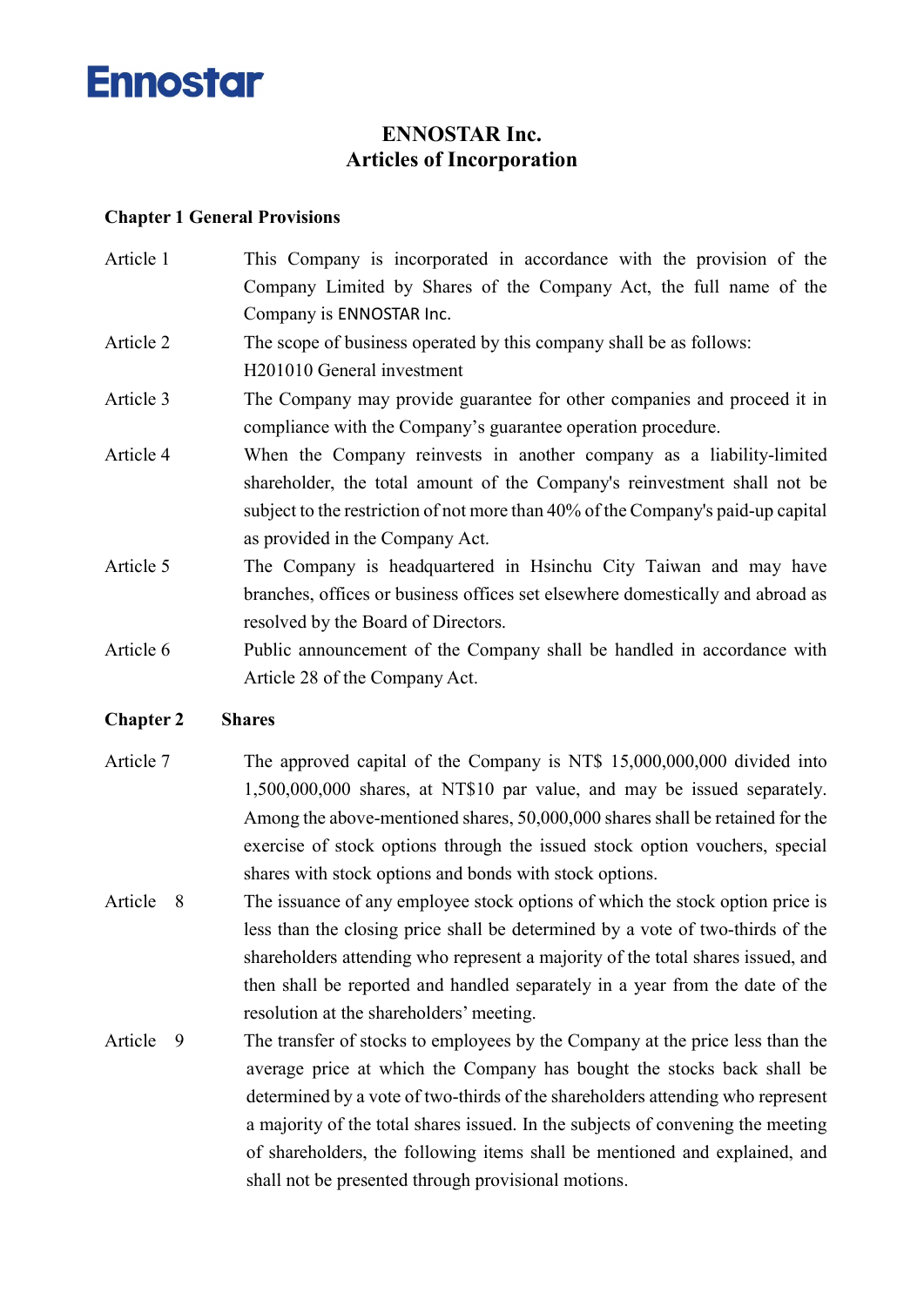# ENNOSTAR Inc.
# Articles of Incorporation

## Chapter 1 General Provisions

**Article 1** This Company is incorporated in accordance with the provision of the Company Limited by Shares of the Company Act, the full name of the Company is ENNOSTAR Inc.

**Article 2** The scope of business operated by this company shall be as follows:
H201010 General investment

**Article 3** The Company may provide guarantee for other companies and proceed it in compliance with the Company's guarantee operation procedure.

**Article 4** When the Company reinvests in another company as a liability-limited shareholder, the total amount of the Company's reinvestment shall not be subject to the restriction of not more than 40% of the Company's paid-up capital as provided in the Company Act.

**Article 5** The Company is headquartered in Hsinchu City Taiwan and may have branches, offices or business offices set elsewhere domestically and abroad as resolved by the Board of Directors.

**Article 6** Public announcement of the Company shall be handled in accordance with Article 28 of the Company Act.

## Chapter 2 Shares

**Article 7** The approved capital of the Company is NT$ 15,000,000,000 divided into 1,500,000,000 shares, at NT$10 par value, and may be issued separately. Among the above-mentioned shares, 50,000,000 shares shall be retained for the exercise of stock options through the issued stock option vouchers, special shares with stock options and bonds with stock options.

**Article 8** The issuance of any employee stock options of which the stock option price is less than the closing price shall be determined by a vote of two-thirds of the shareholders attending who represent a majority of the total shares issued, and then shall be reported and handled separately in a year from the date of the resolution at the shareholders' meeting.

**Article 9** The transfer of stocks to employees by the Company at the price less than the average price at which the Company has bought the stocks back shall be determined by a vote of two-thirds of the shareholders attending who represent a majority of the total shares issued. In the subjects of convening the meeting of shareholders, the following items shall be mentioned and explained, and shall not be presented through provisional motions.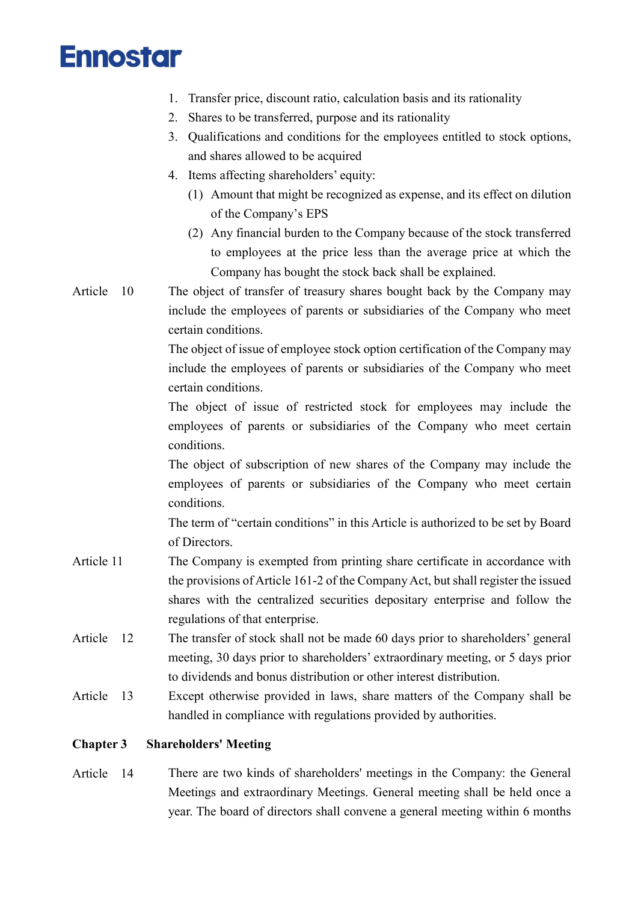1. Transfer price, discount ratio, calculation basis and its rationality
2. Shares to be transferred, purpose and its rationality
3. Qualifications and conditions for the employees entitled to stock options, and shares allowed to be acquired
4. Items affecting shareholders' equity:
   (1) Amount that might be recognized as expense, and its effect on dilution of the Company's EPS
   (2) Any financial burden to the Company because of the stock transferred to employees at the price less than the average price at which the Company has bought the stock back shall be explained.

Article 10 The object of transfer of treasury shares bought back by the Company may include the employees of parents or subsidiaries of the Company who meet certain conditions.

The object of issue of employee stock option certification of the Company may include the employees of parents or subsidiaries of the Company who meet certain conditions.

The object of issue of restricted stock for employees may include the employees of parents or subsidiaries of the Company who meet certain conditions.

The object of subscription of new shares of the Company may include the employees of parents or subsidiaries of the Company who meet certain conditions.

The term of "certain conditions" in this Article is authorized to be set by Board of Directors.

Article 11 The Company is exempted from printing share certificate in accordance with the provisions of Article 161-2 of the Company Act, but shall register the issued shares with the centralized securities depositary enterprise and follow the regulations of that enterprise.

Article 12 The transfer of stock shall not be made 60 days prior to shareholders' general meeting, 30 days prior to shareholders' extraordinary meeting, or 5 days prior to dividends and bonus distribution or other interest distribution.

Article 13 Except otherwise provided in laws, share matters of the Company shall be handled in compliance with regulations provided by authorities.

## Chapter 3 Shareholders' Meeting

Article 14 There are two kinds of shareholders' meetings in the Company: the General Meetings and extraordinary Meetings. General meeting shall be held once a year. The board of directors shall convene a general meeting within 6 months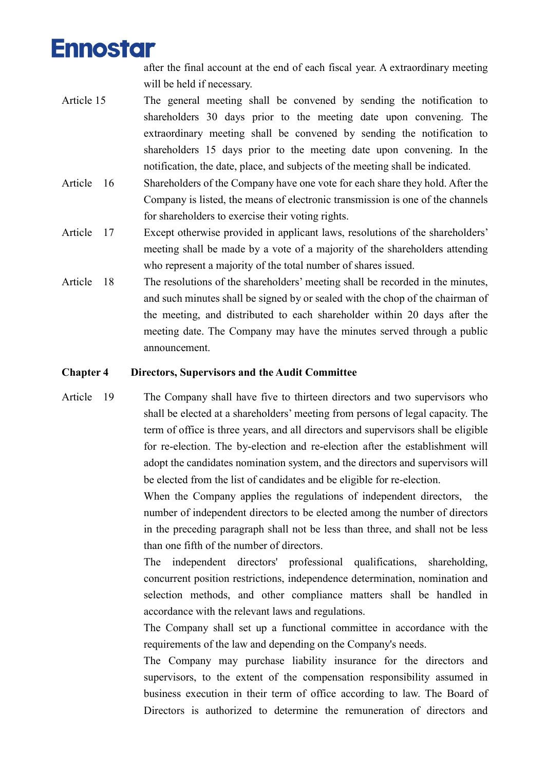after the final account at the end of each fiscal year. A extraordinary meeting will be held if necessary.

Article 15 The general meeting shall be convened by sending the notification to shareholders 30 days prior to the meeting date upon convening. The extraordinary meeting shall be convened by sending the notification to shareholders 15 days prior to the meeting date upon convening. In the notification, the date, place, and subjects of the meeting shall be indicated.

Article 16 Shareholders of the Company have one vote for each share they hold. After the Company is listed, the means of electronic transmission is one of the channels for shareholders to exercise their voting rights.

Article 17 Except otherwise provided in applicant laws, resolutions of the shareholders' meeting shall be made by a vote of a majority of the shareholders attending who represent a majority of the total number of shares issued.

Article 18 The resolutions of the shareholders' meeting shall be recorded in the minutes, and such minutes shall be signed by or sealed with the chop of the chairman of the meeting, and distributed to each shareholder within 20 days after the meeting date. The Company may have the minutes served through a public announcement.

## Chapter 4 Directors, Supervisors and the Audit Committee

Article 19 The Company shall have five to thirteen directors and two supervisors who shall be elected at a shareholders' meeting from persons of legal capacity. The term of office is three years, and all directors and supervisors shall be eligible for re-election. The by-election and re-election after the establishment will adopt the candidates nomination system, and the directors and supervisors will be elected from the list of candidates and be eligible for re-election.

When the Company applies the regulations of independent directors, the number of independent directors to be elected among the number of directors in the preceding paragraph shall not be less than three, and shall not be less than one fifth of the number of directors.

The independent directors' professional qualifications, shareholding, concurrent position restrictions, independence determination, nomination and selection methods, and other compliance matters shall be handled in accordance with the relevant laws and regulations.

The Company shall set up a functional committee in accordance with the requirements of the law and depending on the Company's needs.

The Company may purchase liability insurance for the directors and supervisors, to the extent of the compensation responsibility assumed in business execution in their term of office according to law. The Board of Directors is authorized to determine the remuneration of directors and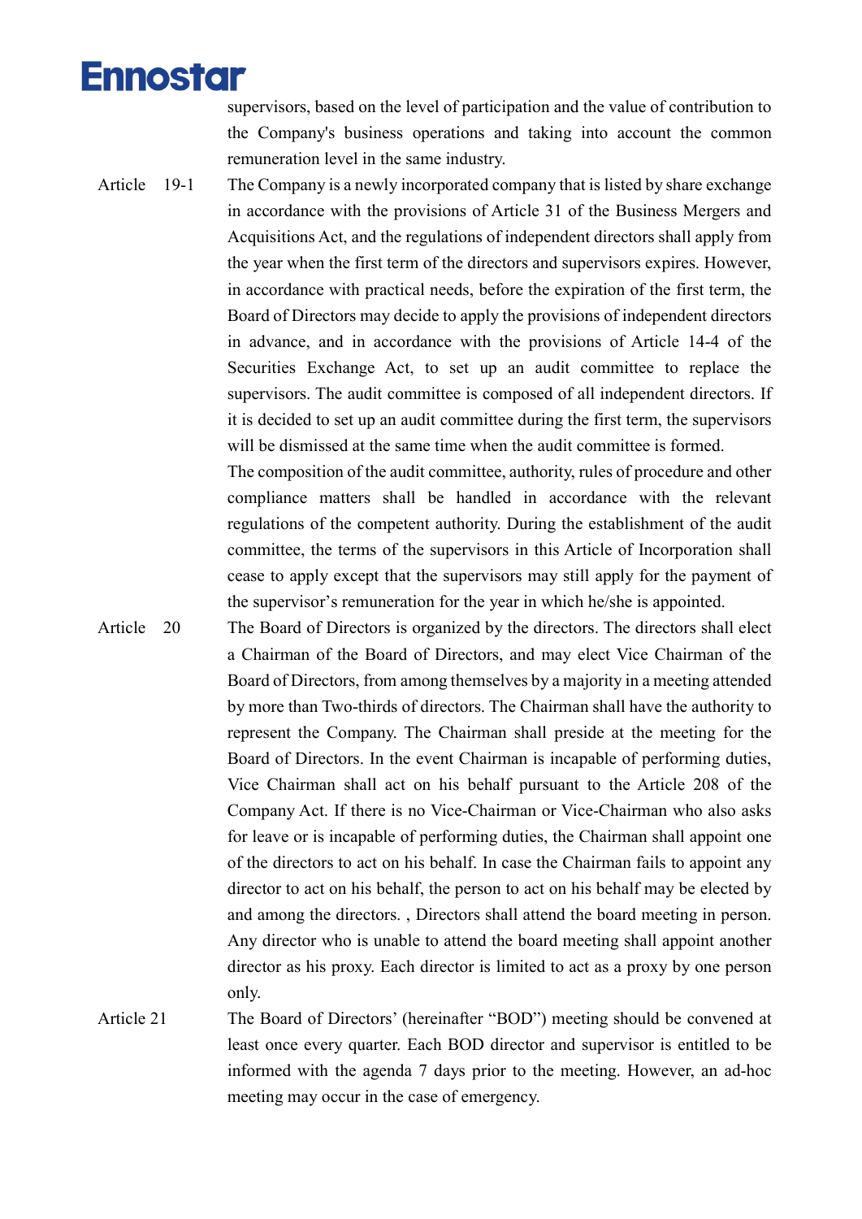supervisors, based on the level of participation and the value of contribution to the Company's business operations and taking into account the common remuneration level in the same industry.

Article 19-1 The Company is a newly incorporated company that is listed by share exchange in accordance with the provisions of Article 31 of the Business Mergers and Acquisitions Act, and the regulations of independent directors shall apply from the year when the first term of the directors and supervisors expires. However, in accordance with practical needs, before the expiration of the first term, the Board of Directors may decide to apply the provisions of independent directors in advance, and in accordance with the provisions of Article 14-4 of the Securities Exchange Act, to set up an audit committee to replace the supervisors. The audit committee is composed of all independent directors. If it is decided to set up an audit committee during the first term, the supervisors will be dismissed at the same time when the audit committee is formed.

The composition of the audit committee, authority, rules of procedure and other compliance matters shall be handled in accordance with the relevant regulations of the competent authority. During the establishment of the audit committee, the terms of the supervisors in this Article of Incorporation shall cease to apply except that the supervisors may still apply for the payment of the supervisor's remuneration for the year in which he/she is appointed.

Article 20 The Board of Directors is organized by the directors. The directors shall elect a Chairman of the Board of Directors, and may elect Vice Chairman of the Board of Directors, from among themselves by a majority in a meeting attended by more than Two-thirds of directors. The Chairman shall have the authority to represent the Company. The Chairman shall preside at the meeting for the Board of Directors. In the event Chairman is incapable of performing duties, Vice Chairman shall act on his behalf pursuant to the Article 208 of the Company Act. If there is no Vice-Chairman or Vice-Chairman who also asks for leave or is incapable of performing duties, the Chairman shall appoint one of the directors to act on his behalf. In case the Chairman fails to appoint any director to act on his behalf, the person to act on his behalf may be elected by and among the directors. , Directors shall attend the board meeting in person. Any director who is unable to attend the board meeting shall appoint another director as his proxy. Each director is limited to act as a proxy by one person only.

Article 21 The Board of Directors' (hereinafter "BOD") meeting should be convened at least once every quarter. Each BOD director and supervisor is entitled to be informed with the agenda 7 days prior to the meeting. However, an ad-hoc meeting may occur in the case of emergency.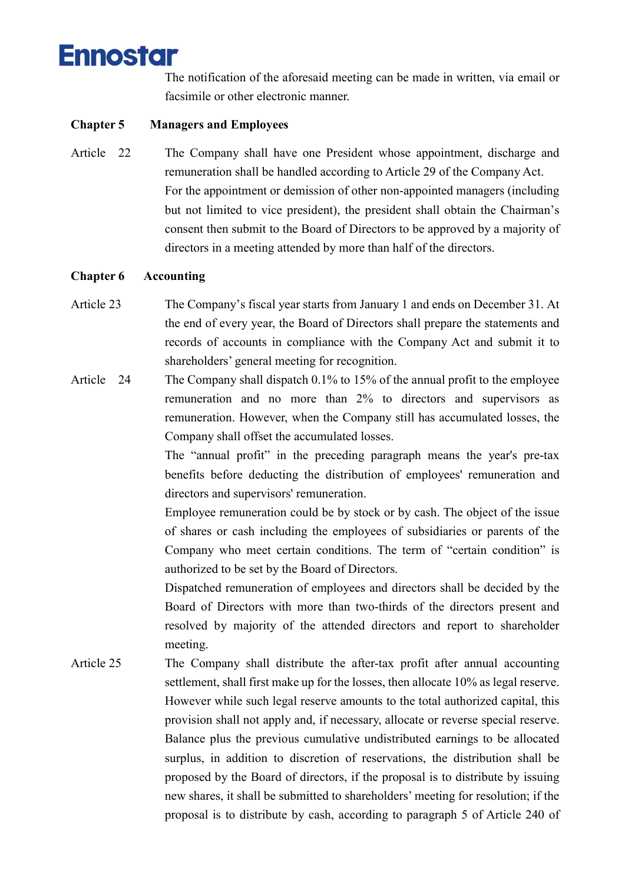The notification of the aforesaid meeting can be made in written, via email or facsimile or other electronic manner.

## Chapter 5 Managers and Employees

Article 22 The Company shall have one President whose appointment, discharge and remuneration shall be handled according to Article 29 of the Company Act. For the appointment or demission of other non-appointed managers (including but not limited to vice president), the president shall obtain the Chairman's consent then submit to the Board of Directors to be approved by a majority of directors in a meeting attended by more than half of the directors.

## Chapter 6 Accounting

Article 23 The Company's fiscal year starts from January 1 and ends on December 31. At the end of every year, the Board of Directors shall prepare the statements and records of accounts in compliance with the Company Act and submit it to shareholders' general meeting for recognition.

Article 24 The Company shall dispatch 0.1% to 15% of the annual profit to the employee remuneration and no more than 2% to directors and supervisors as remuneration. However, when the Company still has accumulated losses, the Company shall offset the accumulated losses.

The "annual profit" in the preceding paragraph means the year's pre-tax benefits before deducting the distribution of employees' remuneration and directors and supervisors' remuneration.

Employee remuneration could be by stock or by cash. The object of the issue of shares or cash including the employees of subsidiaries or parents of the Company who meet certain conditions. The term of "certain condition" is authorized to be set by the Board of Directors.

Dispatched remuneration of employees and directors shall be decided by the Board of Directors with more than two-thirds of the directors present and resolved by majority of the attended directors and report to shareholder meeting.

Article 25 The Company shall distribute the after-tax profit after annual accounting settlement, shall first make up for the losses, then allocate 10% as legal reserve. However while such legal reserve amounts to the total authorized capital, this provision shall not apply and, if necessary, allocate or reverse special reserve. Balance plus the previous cumulative undistributed earnings to be allocated surplus, in addition to discretion of reservations, the distribution shall be proposed by the Board of directors, if the proposal is to distribute by issuing new shares, it shall be submitted to shareholders' meeting for resolution; if the proposal is to distribute by cash, according to paragraph 5 of Article 240 of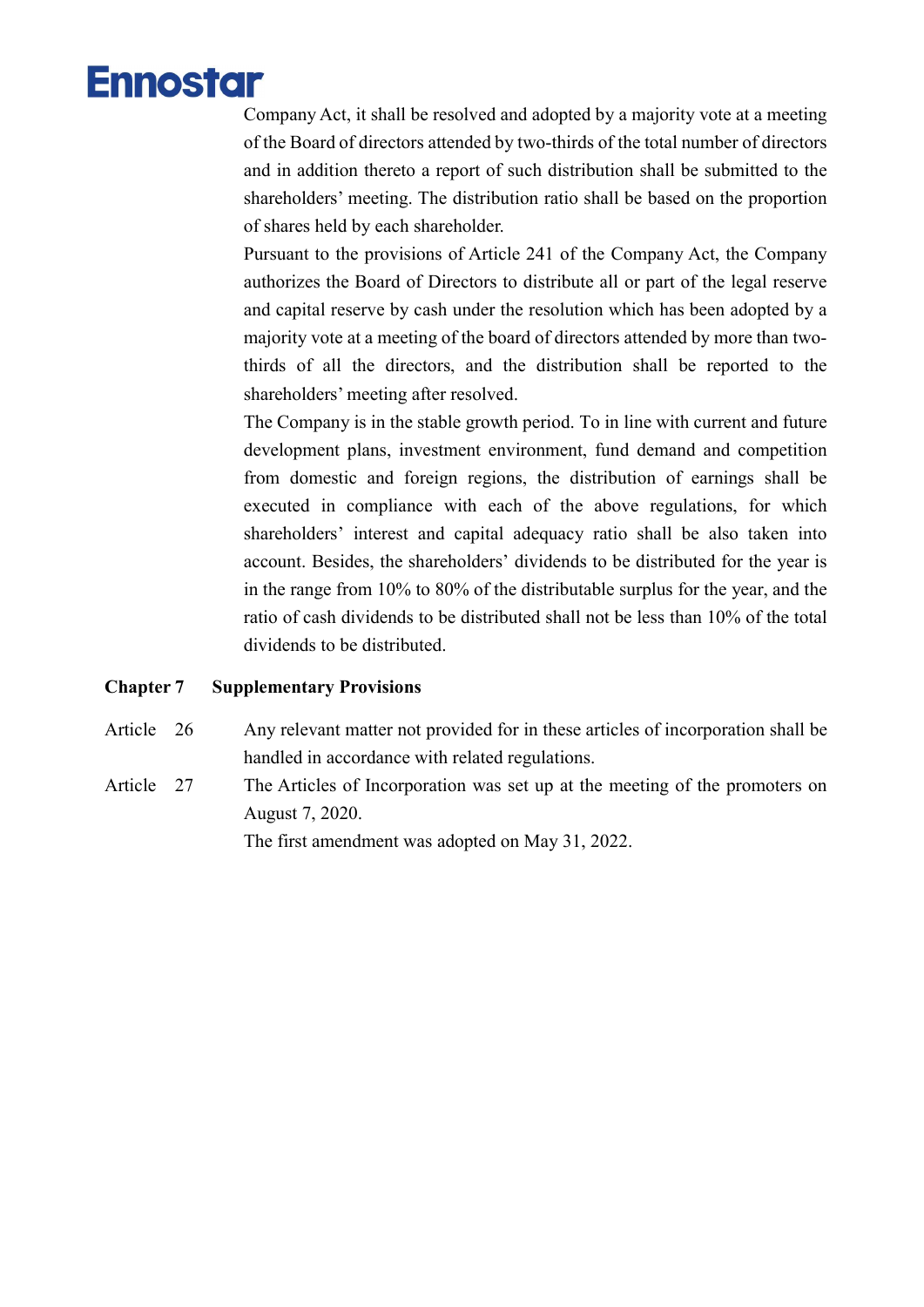Company Act, it shall be resolved and adopted by a majority vote at a meeting of the Board of directors attended by two-thirds of the total number of directors and in addition thereto a report of such distribution shall be submitted to the shareholders' meeting. The distribution ratio shall be based on the proportion of shares held by each shareholder.

Pursuant to the provisions of Article 241 of the Company Act, the Company authorizes the Board of Directors to distribute all or part of the legal reserve and capital reserve by cash under the resolution which has been adopted by a majority vote at a meeting of the board of directors attended by more than two-thirds of all the directors, and the distribution shall be reported to the shareholders' meeting after resolved.

The Company is in the stable growth period. To in line with current and future development plans, investment environment, fund demand and competition from domestic and foreign regions, the distribution of earnings shall be executed in compliance with each of the above regulations, for which shareholders' interest and capital adequacy ratio shall be also taken into account. Besides, the shareholders' dividends to be distributed for the year is in the range from 10% to 80% of the distributable surplus for the year, and the ratio of cash dividends to be distributed shall not be less than 10% of the total dividends to be distributed.

## Chapter 7 Supplementary Provisions

Article 26 Any relevant matter not provided for in these articles of incorporation shall be handled in accordance with related regulations.

Article 27 The Articles of Incorporation was set up at the meeting of the promoters on August 7, 2020.

The first amendment was adopted on May 31, 2022.